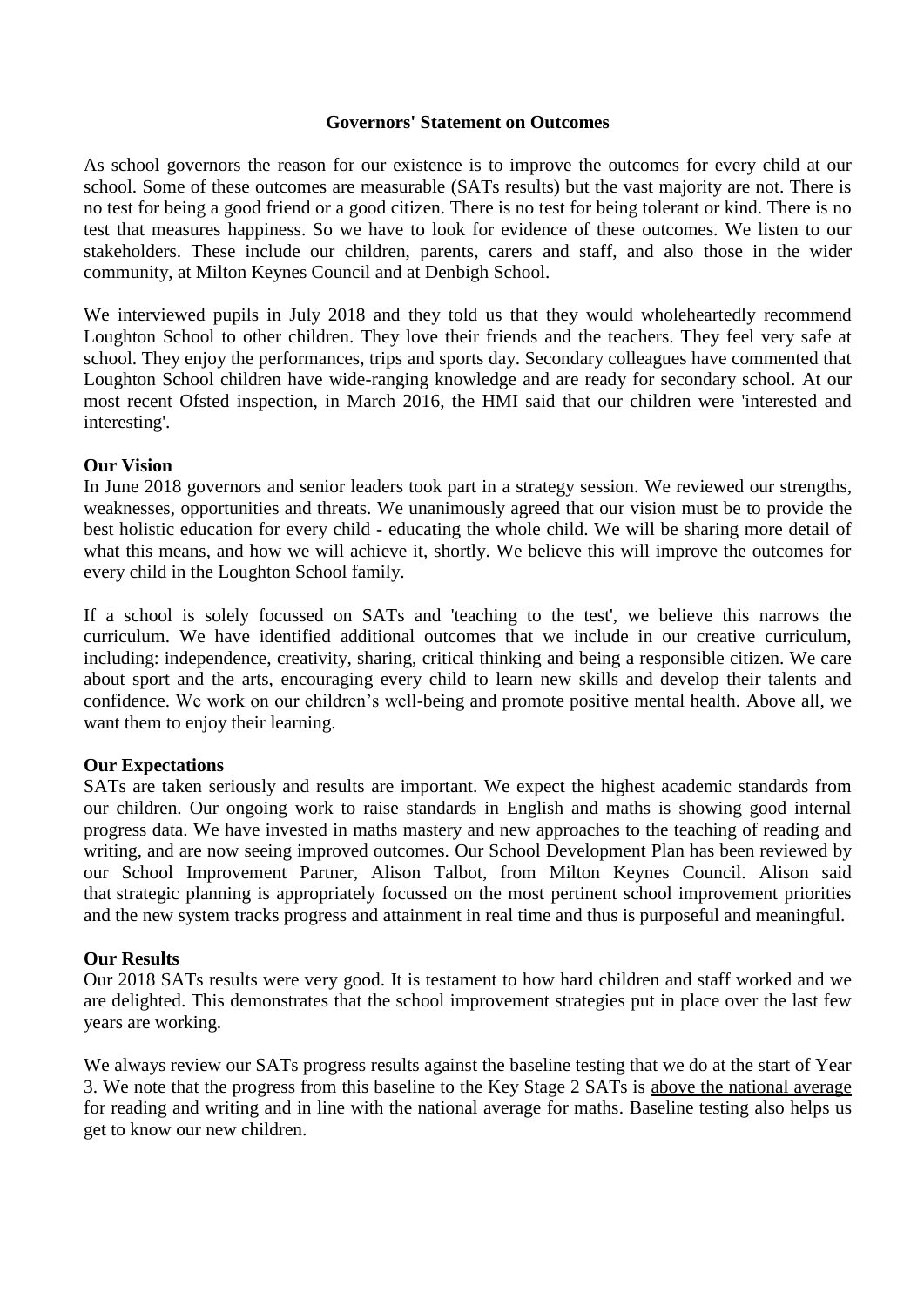# Governors' Statement on Outcomes

As school governors the reason for our existence is to improve the outcomes for every child at our school. Some of these outcomes are measurable (SATs results) but the vast majority are not. There is no test for being a good friend or a good citizen. There is no test for being tolerant or kind. There is no test that measures happiness. So we have to look for evidence of these outcomes. We listen to our stakeholders. These include our children, parents, carers and staff, and also those in the wider community, at Milton Keynes Council and at Denbigh School.

We interviewed pupils in July 2018 and they told us that they would wholeheartedly recommend Loughton School to other children. They love their friends and the teachers. They feel very safe at school. They enjoy the performances, trips and sports day. Secondary colleagues have commented that Loughton School children have wide-ranging knowledge and are ready for secondary school. At our most recent Ofsted inspection, in March 2016, the HMI said that our children were 'interested and interesting'.

**Our Vision**

In June 2018 governors and senior leaders took part in a strategy session. We reviewed our strengths, weaknesses, opportunities and threats. We unanimously agreed that our vision must be to provide the best holistic education for every child - educating the whole child. We will be sharing more detail of what this means, and how we will achieve it, shortly. We believe this will improve the outcomes for every child in the Loughton School family.

If a school is solely focussed on SATs and 'teaching to the test', we believe this narrows the curriculum. We have identified additional outcomes that we include in our creative curriculum, including: independence, creativity, sharing, critical thinking and being a responsible citizen. We care about sport and the arts, encouraging every child to learn new skills and develop their talents and confidence. We work on our children's well-being and promote positive mental health. Above all, we want them to enjoy their learning.

**Our Expectations**

SATs are taken seriously and results are important. We expect the highest academic standards from our children. Our ongoing work to raise standards in English and maths is showing good internal progress data. We have invested in maths mastery and new approaches to the teaching of reading and writing, and are now seeing improved outcomes. Our School Development Plan has been reviewed by our School Improvement Partner, Alison Talbot, from Milton Keynes Council. Alison said that strategic planning is appropriately focussed on the most pertinent school improvement priorities and the new system tracks progress and attainment in real time and thus is purposeful and meaningful.

**Our Results**

Our 2018 SATs results were very good. It is testament to how hard children and staff worked and we are delighted. This demonstrates that the school improvement strategies put in place over the last few years are working.

We always review our SATs progress results against the baseline testing that we do at the start of Year 3. We note that the progress from this baseline to the Key Stage 2 SATs is above the national average for reading and writing and in line with the national average for maths. Baseline testing also helps us get to know our new children.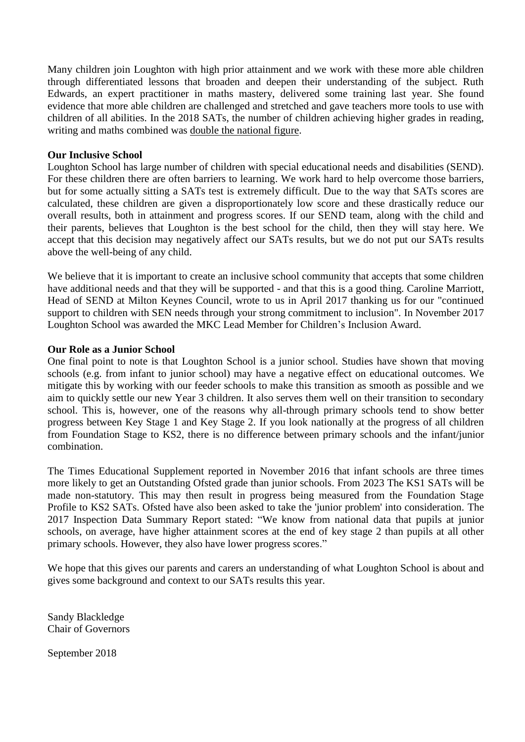Many children join Loughton with high prior attainment and we work with these more able children through differentiated lessons that broaden and deepen their understanding of the subject. Ruth Edwards, an expert practitioner in maths mastery, delivered some training last year. She found evidence that more able children are challenged and stretched and gave teachers more tools to use with children of all abilities. In the 2018 SATs, the number of children achieving higher grades in reading, writing and maths combined was double the national figure.

**Our Inclusive School**

Loughton School has large number of children with special educational needs and disabilities (SEND). For these children there are often barriers to learning. We work hard to help overcome those barriers, but for some actually sitting a SATs test is extremely difficult. Due to the way that SATs scores are calculated, these children are given a disproportionately low score and these drastically reduce our overall results, both in attainment and progress scores. If our SEND team, along with the child and their parents, believes that Loughton is the best school for the child, then they will stay here. We accept that this decision may negatively affect our SATs results, but we do not put our SATs results above the well-being of any child.

We believe that it is important to create an inclusive school community that accepts that some children have additional needs and that they will be supported - and that this is a good thing. Caroline Marriott, Head of SEND at Milton Keynes Council, wrote to us in April 2017 thanking us for our "continued support to children with SEN needs through your strong commitment to inclusion". In November 2017 Loughton School was awarded the MKC Lead Member for Children's Inclusion Award.

**Our Role as a Junior School**

One final point to note is that Loughton School is a junior school. Studies have shown that moving schools (e.g. from infant to junior school) may have a negative effect on educational outcomes. We mitigate this by working with our feeder schools to make this transition as smooth as possible and we aim to quickly settle our new Year 3 children. It also serves them well on their transition to secondary school. This is, however, one of the reasons why all-through primary schools tend to show better progress between Key Stage 1 and Key Stage 2. If you look nationally at the progress of all children from Foundation Stage to KS2, there is no difference between primary schools and the infant/junior combination.

The Times Educational Supplement reported in November 2016 that infant schools are three times more likely to get an Outstanding Ofsted grade than junior schools. From 2023 The KS1 SATs will be made non-statutory. This may then result in progress being measured from the Foundation Stage Profile to KS2 SATs. Ofsted have also been asked to take the 'junior problem' into consideration. The 2017 Inspection Data Summary Report stated: "We know from national data that pupils at junior schools, on average, have higher attainment scores at the end of key stage 2 than pupils at all other primary schools. However, they also have lower progress scores."

We hope that this gives our parents and carers an understanding of what Loughton School is about and gives some background and context to our SATs results this year.

Sandy Blackledge
Chair of Governors

September 2018